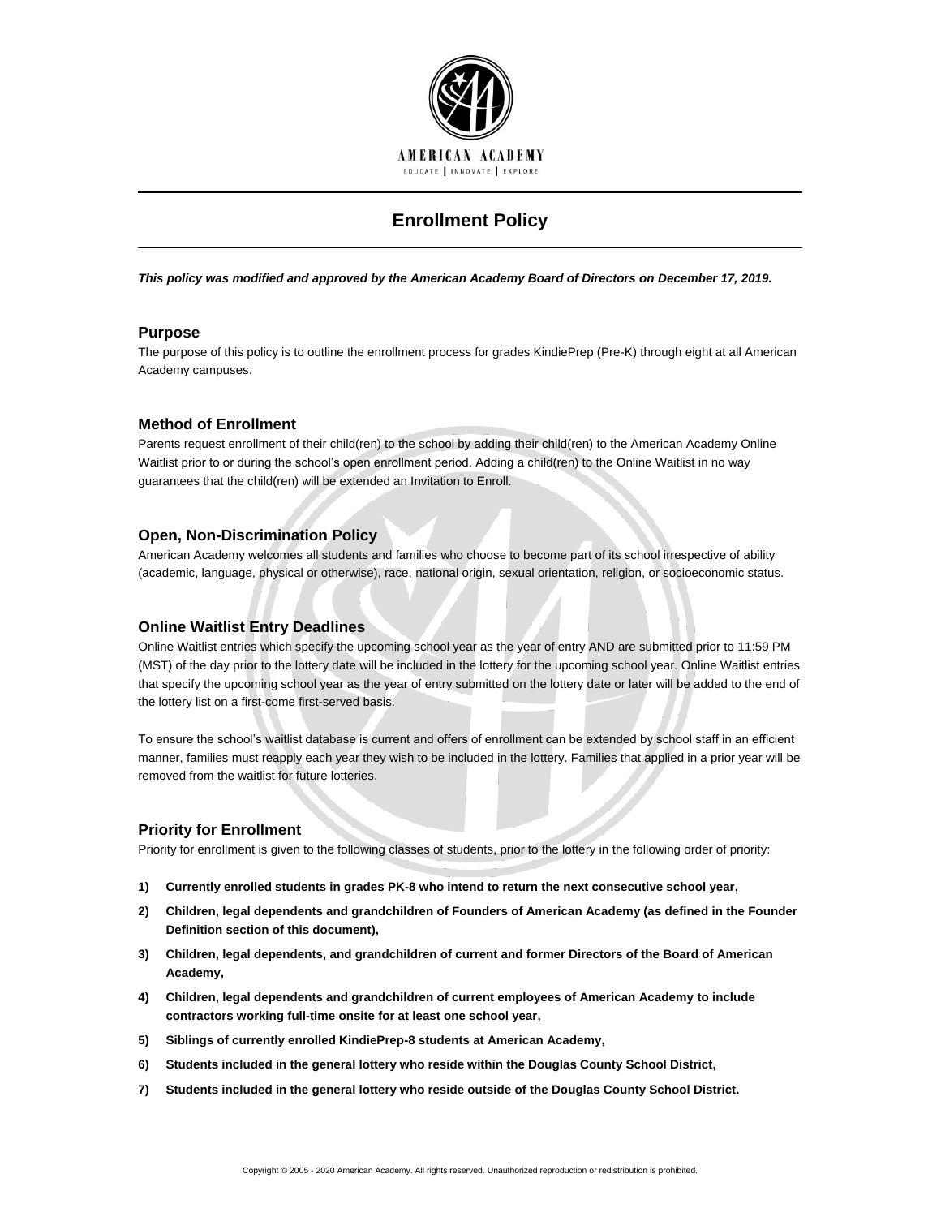AMERICAN ACADEMY

EDUCATE | INNOVATE | EXPLORE

# Enrollment Policy

***This policy was modified and approved by the American Academy Board of Directors on December 17, 2019.***

## Purpose

The purpose of this policy is to outline the enrollment process for grades KindiePrep (Pre-K) through eight at all American Academy campuses.

## Method of Enrollment

Parents request enrollment of their child(ren) to the school by adding their child(ren) to the American Academy Online Waitlist prior to or during the school's open enrollment period. Adding a child(ren) to the Online Waitlist in no way guarantees that the child(ren) will be extended an Invitation to Enroll.

## Open, Non-Discrimination Policy

American Academy welcomes all students and families who choose to become part of its school irrespective of ability (academic, language, physical or otherwise), race, national origin, sexual orientation, religion, or socioeconomic status.

## Online Waitlist Entry Deadlines

Online Waitlist entries which specify the upcoming school year as the year of entry AND are submitted prior to 11:59 PM (MST) of the day prior to the lottery date will be included in the lottery for the upcoming school year. Online Waitlist entries that specify the upcoming school year as the year of entry submitted on the lottery date or later will be added to the end of the lottery list on a first-come first-served basis.

To ensure the school's waitlist database is current and offers of enrollment can be extended by school staff in an efficient manner, families must reapply each year they wish to be included in the lottery. Families that applied in a prior year will be removed from the waitlist for future lotteries.

## Priority for Enrollment

Priority for enrollment is given to the following classes of students, prior to the lottery in the following order of priority:

1) **Currently enrolled students in grades PK-8 who intend to return the next consecutive school year,**
2) **Children, legal dependents and grandchildren of Founders of American Academy (as defined in the Founder Definition section of this document),**
3) **Children, legal dependents, and grandchildren of current and former Directors of the Board of American Academy,**
4) **Children, legal dependents and grandchildren of current employees of American Academy to include contractors working full-time onsite for at least one school year,**
5) **Siblings of currently enrolled KindiePrep-8 students at American Academy,**
6) **Students included in the general lottery who reside within the Douglas County School District,**
7) **Students included in the general lottery who reside outside of the Douglas County School District.**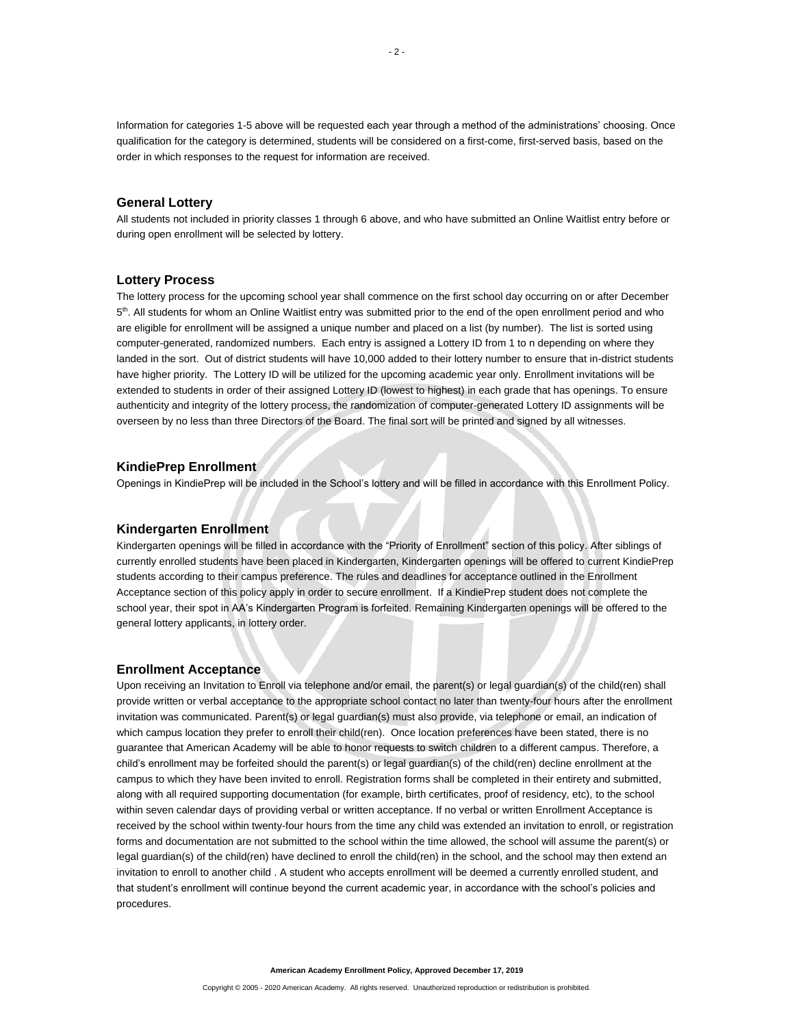Information for categories 1-5 above will be requested each year through a method of the administrations' choosing. Once qualification for the category is determined, students will be considered on a first-come, first-served basis, based on the order in which responses to the request for information are received.

### General Lottery

All students not included in priority classes 1 through 6 above, and who have submitted an Online Waitlist entry before or during open enrollment will be selected by lottery.

### Lottery Process

The lottery process for the upcoming school year shall commence on the first school day occurring on or after December 5th. All students for whom an Online Waitlist entry was submitted prior to the end of the open enrollment period and who are eligible for enrollment will be assigned a unique number and placed on a list (by number). The list is sorted using computer-generated, randomized numbers. Each entry is assigned a Lottery ID from 1 to n depending on where they landed in the sort. Out of district students will have 10,000 added to their lottery number to ensure that in-district students have higher priority. The Lottery ID will be utilized for the upcoming academic year only. Enrollment invitations will be extended to students in order of their assigned Lottery ID (lowest to highest) in each grade that has openings. To ensure authenticity and integrity of the lottery process, the randomization of computer-generated Lottery ID assignments will be overseen by no less than three Directors of the Board. The final sort will be printed and signed by all witnesses.

### KindiePrep Enrollment

Openings in KindiePrep will be included in the School's lottery and will be filled in accordance with this Enrollment Policy.

### Kindergarten Enrollment

Kindergarten openings will be filled in accordance with the "Priority of Enrollment" section of this policy. After siblings of currently enrolled students have been placed in Kindergarten, Kindergarten openings will be offered to current KindiePrep students according to their campus preference. The rules and deadlines for acceptance outlined in the Enrollment Acceptance section of this policy apply in order to secure enrollment. If a KindiePrep student does not complete the school year, their spot in AA's Kindergarten Program is forfeited. Remaining Kindergarten openings will be offered to the general lottery applicants, in lottery order.

### Enrollment Acceptance

Upon receiving an Invitation to Enroll via telephone and/or email, the parent(s) or legal guardian(s) of the child(ren) shall provide written or verbal acceptance to the appropriate school contact no later than twenty-four hours after the enrollment invitation was communicated. Parent(s) or legal guardian(s) must also provide, via telephone or email, an indication of which campus location they prefer to enroll their child(ren). Once location preferences have been stated, there is no guarantee that American Academy will be able to honor requests to switch children to a different campus. Therefore, a child's enrollment may be forfeited should the parent(s) or legal guardian(s) of the child(ren) decline enrollment at the campus to which they have been invited to enroll. Registration forms shall be completed in their entirety and submitted, along with all required supporting documentation (for example, birth certificates, proof of residency, etc), to the school within seven calendar days of providing verbal or written acceptance. If no verbal or written Enrollment Acceptance is received by the school within twenty-four hours from the time any child was extended an invitation to enroll, or registration forms and documentation are not submitted to the school within the time allowed, the school will assume the parent(s) or legal guardian(s) of the child(ren) have declined to enroll the child(ren) in the school, and the school may then extend an invitation to enroll to another child . A student who accepts enrollment will be deemed a currently enrolled student, and that student's enrollment will continue beyond the current academic year, in accordance with the school's policies and procedures.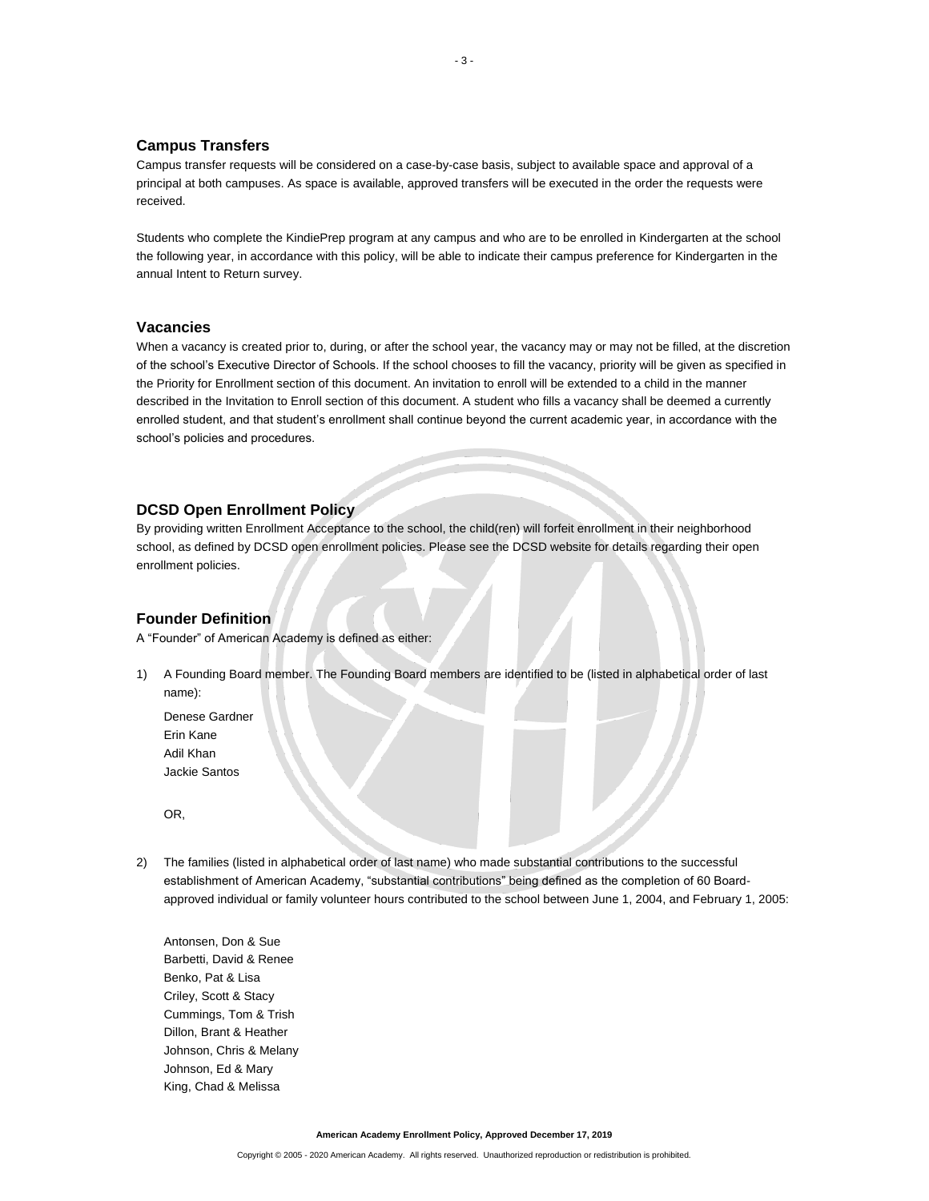## Campus Transfers

Campus transfer requests will be considered on a case-by-case basis, subject to available space and approval of a principal at both campuses. As space is available, approved transfers will be executed in the order the requests were received.

Students who complete the KindiePrep program at any campus and who are to be enrolled in Kindergarten at the school the following year, in accordance with this policy, will be able to indicate their campus preference for Kindergarten in the annual Intent to Return survey.

## Vacancies

When a vacancy is created prior to, during, or after the school year, the vacancy may or may not be filled, at the discretion of the school's Executive Director of Schools. If the school chooses to fill the vacancy, priority will be given as specified in the Priority for Enrollment section of this document. An invitation to enroll will be extended to a child in the manner described in the Invitation to Enroll section of this document. A student who fills a vacancy shall be deemed a currently enrolled student, and that student's enrollment shall continue beyond the current academic year, in accordance with the school's policies and procedures.

## DCSD Open Enrollment Policy

By providing written Enrollment Acceptance to the school, the child(ren) will forfeit enrollment in their neighborhood school, as defined by DCSD open enrollment policies. Please see the DCSD website for details regarding their open enrollment policies.

## Founder Definition

A "Founder" of American Academy is defined as either:

1) A Founding Board member. The Founding Board members are identified to be (listed in alphabetical order of last name):

   Denese Gardner
   Erin Kane
   Adil Khan
   Jackie Santos

   OR,

2) The families (listed in alphabetical order of last name) who made substantial contributions to the successful establishment of American Academy, "substantial contributions" being defined as the completion of 60 Board-approved individual or family volunteer hours contributed to the school between June 1, 2004, and February 1, 2005:

   Antonsen, Don & Sue
   Barbetti, David & Renee
   Benko, Pat & Lisa
   Criley, Scott & Stacy
   Cummings, Tom & Trish
   Dillon, Brant & Heather
   Johnson, Chris & Melany
   Johnson, Ed & Mary
   King, Chad & Melissa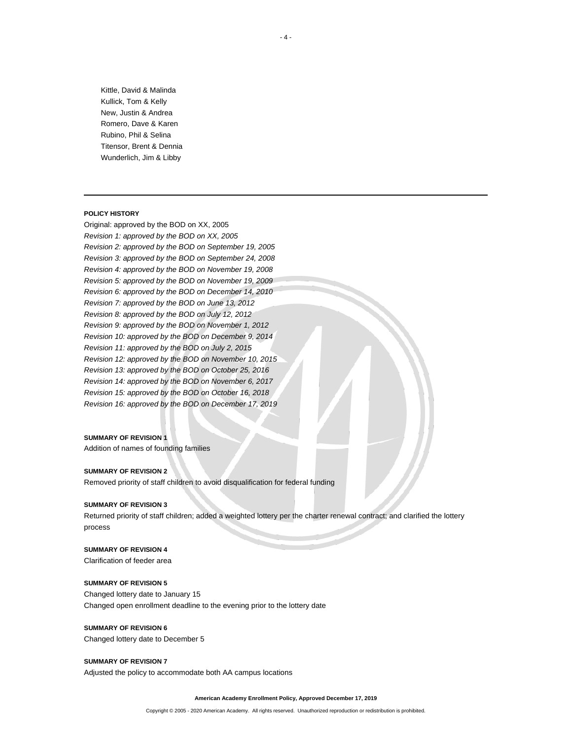Kittle, David & Malinda
Kullick, Tom & Kelly
New, Justin & Andrea
Romero, Dave & Karen
Rubino, Phil & Selina
Titensor, Brent & Dennia
Wunderlich, Jim & Libby

---

**POLICY HISTORY**

Original: approved by the BOD on XX, 2005
*Revision 1: approved by the BOD on XX, 2005*
*Revision 2: approved by the BOD on September 19, 2005*
*Revision 3: approved by the BOD on September 24, 2008*
*Revision 4: approved by the BOD on November 19, 2008*
*Revision 5: approved by the BOD on November 19, 2009*
*Revision 6: approved by the BOD on December 14, 2010*
*Revision 7: approved by the BOD on June 13, 2012*
*Revision 8: approved by the BOD on July 12, 2012*
*Revision 9: approved by the BOD on November 1, 2012*
*Revision 10: approved by the BOD on December 9, 2014*
*Revision 11: approved by the BOD on July 2, 2015*
*Revision 12: approved by the BOD on November 10, 2015*
*Revision 13: approved by the BOD on October 25, 2016*
*Revision 14: approved by the BOD on November 6, 2017*
*Revision 15: approved by the BOD on October 16, 2018*
*Revision 16: approved by the BOD on December 17, 2019*

**SUMMARY OF REVISION 1**

Addition of names of founding families

**SUMMARY OF REVISION 2**

Removed priority of staff children to avoid disqualification for federal funding

**SUMMARY OF REVISION 3**

Returned priority of staff children; added a weighted lottery per the charter renewal contract; and clarified the lottery process

**SUMMARY OF REVISION 4**

Clarification of feeder area

**SUMMARY OF REVISION 5**

Changed lottery date to January 15
Changed open enrollment deadline to the evening prior to the lottery date

**SUMMARY OF REVISION 6**

Changed lottery date to December 5

**SUMMARY OF REVISION 7**

Adjusted the policy to accommodate both AA campus locations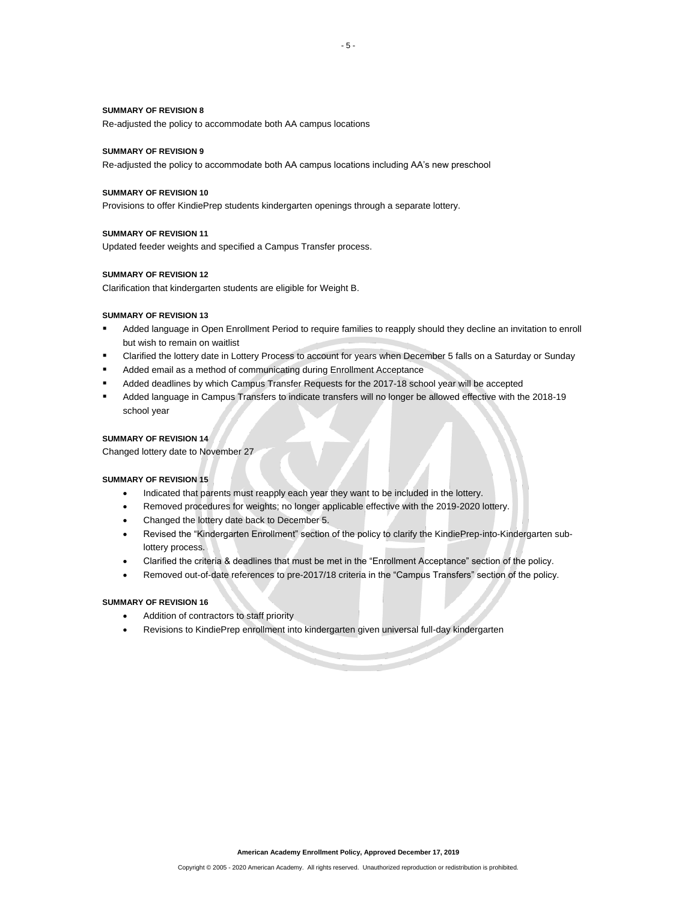**SUMMARY OF REVISION 8**

Re-adjusted the policy to accommodate both AA campus locations

**SUMMARY OF REVISION 9**

Re-adjusted the policy to accommodate both AA campus locations including AA's new preschool

**SUMMARY OF REVISION 10**

Provisions to offer KindiePrep students kindergarten openings through a separate lottery.

**SUMMARY OF REVISION 11**

Updated feeder weights and specified a Campus Transfer process.

**SUMMARY OF REVISION 12**

Clarification that kindergarten students are eligible for Weight B.

**SUMMARY OF REVISION 13**

- Added language in Open Enrollment Period to require families to reapply should they decline an invitation to enroll but wish to remain on waitlist
- Clarified the lottery date in Lottery Process to account for years when December 5 falls on a Saturday or Sunday
- Added email as a method of communicating during Enrollment Acceptance
- Added deadlines by which Campus Transfer Requests for the 2017-18 school year will be accepted
- Added language in Campus Transfers to indicate transfers will no longer be allowed effective with the 2018-19 school year

**SUMMARY OF REVISION 14**

Changed lottery date to November 27

**SUMMARY OF REVISION 15**

- Indicated that parents must reapply each year they want to be included in the lottery.
- Removed procedures for weights; no longer applicable effective with the 2019-2020 lottery.
- Changed the lottery date back to December 5.
- Revised the "Kindergarten Enrollment" section of the policy to clarify the KindiePrep-into-Kindergarten sub-lottery process.
- Clarified the criteria & deadlines that must be met in the "Enrollment Acceptance" section of the policy.
- Removed out-of-date references to pre-2017/18 criteria in the "Campus Transfers" section of the policy.

**SUMMARY OF REVISION 16**

- Addition of contractors to staff priority
- Revisions to KindiePrep enrollment into kindergarten given universal full-day kindergarten